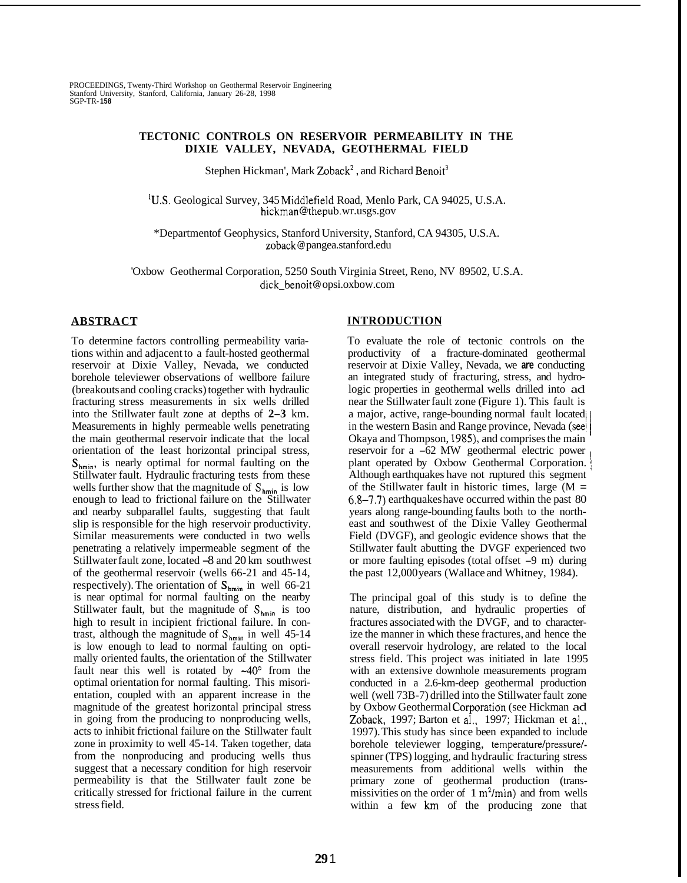PROCEEDINGS, Twenty-Third Workshop on Geothermal Reservoir Engineering
Stanford University, Stanford, California, January 26-28, 1998
SGP-TR-158

# TECTONIC CONTROLS ON RESERVOIR PERMEABILITY IN THE DIXIE VALLEY, NEVADA, GEOTHERMAL FIELD

Stephen Hickman[1], Mark Zoback[2], and Richard Benoit[3]

[1]U.S. Geological Survey, 345 Middlefield Road, Menlo Park, CA 94025, U.S.A.
hickman@thepub.wr.usgs.gov

[2]Department of Geophysics, Stanford University, Stanford, CA 94305, U.S.A.
zoback@pangea.stanford.edu

[3]Oxbow Geothermal Corporation, 5250 South Virginia Street, Reno, NV 89502, U.S.A.
dick_benoit@opsi.oxbow.com

## ABSTRACT

To determine factors controlling permeability variations within and adjacent to a fault-hosted geothermal reservoir at Dixie Valley, Nevada, we conducted borehole televiewer observations of wellbore failure (breakouts and cooling cracks) together with hydraulic fracturing stress measurements in six wells drilled into the Stillwater fault zone at depths of **2–3** km. Measurements in highly permeable wells penetrating the main geothermal reservoir indicate that the local orientation of the least horizontal principal stress, $S_{hmin}$, is nearly optimal for normal faulting on the Stillwater fault. Hydraulic fracturing tests from these wells further show that the magnitude of $S_{hmin}$ is low enough to lead to frictional failure on the Stillwater and nearby subparallel faults, suggesting that fault slip is responsible for the high reservoir productivity. Similar measurements were conducted in two wells penetrating a relatively impermeable segment of the Stillwater fault zone, located ~8 and 20 km southwest of the geothermal reservoir (wells 66-21 and 45-14, respectively). The orientation of $S_{hmin}$ in well 66-21 is near optimal for normal faulting on the nearby Stillwater fault, but the magnitude of $S_{hmin}$ is too high to result in incipient frictional failure. In contrast, although the magnitude of $S_{hmin}$ in well 45-14 is low enough to lead to normal faulting on optimally oriented faults, the orientation of the Stillwater fault near this well is rotated by ~40° from the optimal orientation for normal faulting. This misorientation, coupled with an apparent increase in the magnitude of the greatest horizontal principal stress in going from the producing to nonproducing wells, acts to inhibit frictional failure on the Stillwater fault zone in proximity to well 45-14. Taken together, data from the nonproducing and producing wells thus suggest that a necessary condition for high reservoir permeability is that the Stillwater fault zone be critically stressed for frictional failure in the current stress field.

## INTRODUCTION

To evaluate the role of tectonic controls on the productivity of a fracture-dominated geothermal reservoir at Dixie Valley, Nevada, we **are** conducting an integrated study of fracturing, stress, and hydrologic properties in geothermal wells drilled into and near the Stillwater fault zone (Figure 1). This fault is a major, active, range-bounding normal fault located in the western Basin and Range province, Nevada (see Okaya and Thompson, 1985), and comprises the main reservoir for a ~62 MW geothermal electric power plant operated by Oxbow Geothermal Corporation. Although earthquakes have not ruptured this segment of the Stillwater fault in historic times, large (M = 6.8–7.7) earthquakes have occurred within the past 80 years along range-bounding faults both to the northeast and southwest of the Dixie Valley Geothermal Field (DVGF), and geologic evidence shows that the Stillwater fault abutting the DVGF experienced two or more faulting episodes (total offset ~9 m) during the past 12,000 years (Wallace and Whitney, 1984).

The principal goal of this study is to define the nature, distribution, and hydraulic properties of fractures associated with the DVGF, and to characterize the manner in which these fractures, and hence the overall reservoir hydrology, are related to the local stress field. This project was initiated in late 1995 with an extensive downhole measurements program conducted in a 2.6-km-deep geothermal production well (well 73B-7) drilled into the Stillwater fault zone by Oxbow Geothermal Corporation (see Hickman and Zoback, 1997; Barton et al., 1997; Hickman et al., 1997). This study has since been expanded to include borehole televiewer logging, temperature/pressure/spinner (TPS) logging, and hydraulic fracturing stress measurements from additional wells within the primary zone of geothermal production (transmissivities on the order of 1 $m^2/min$) and from wells within a few km of the producing zone that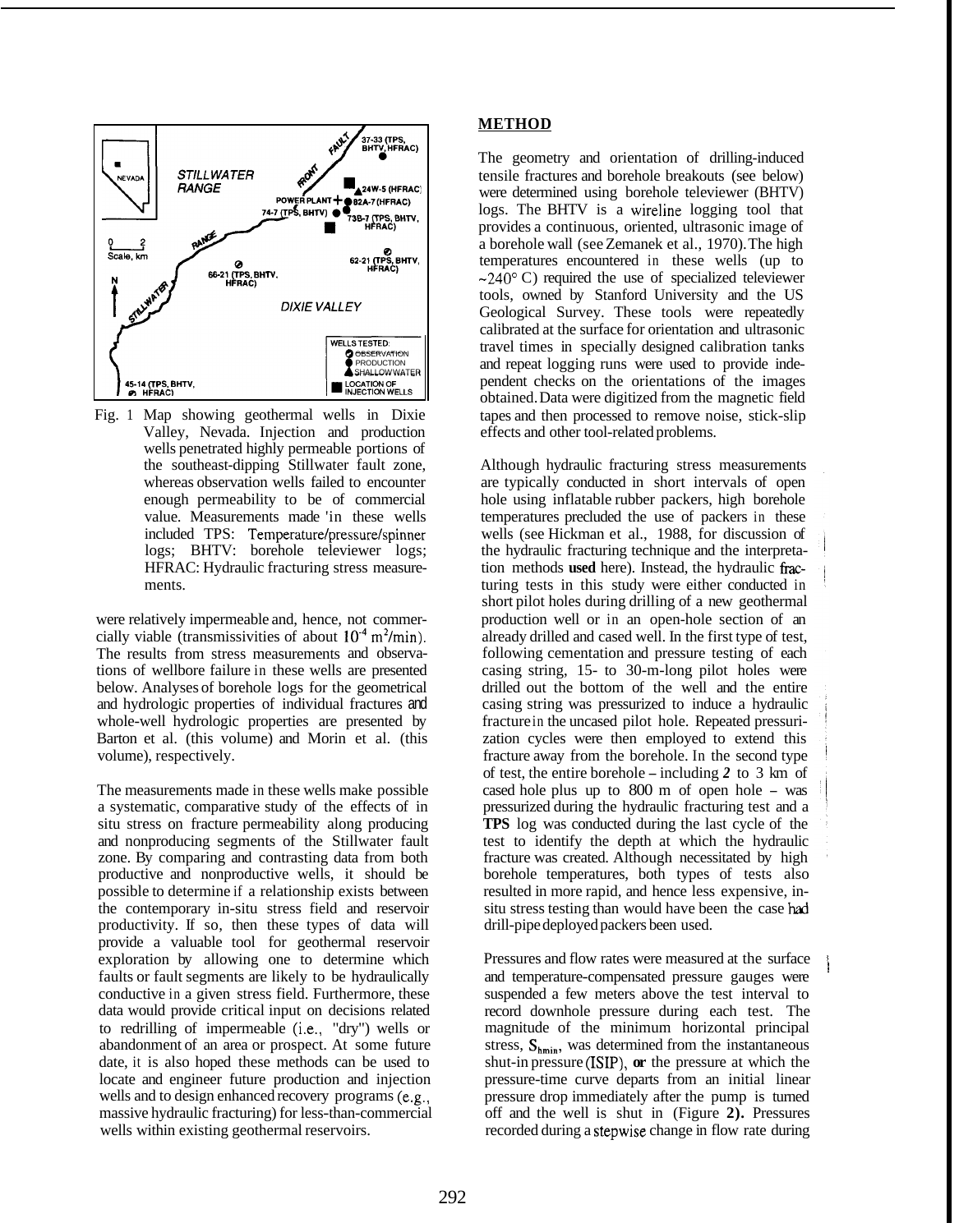STILLWATER RANGE

FRONT FAULT

37-33 (TPS, BHTV, HFRAC)

NEVADA

24W-5 (HFRAC)

POWER PLANT + 82A-7 (HFRAC)

74-7 (TPS, BHTV)

73B-7 (TPS, BHTV, HFRAC)

RANGE

0 2
Scale, km

62-21 (TPS, BHTV, HFRAC)

66-21 (TPS, BHTV, HFRAC)

N

STILLWATER

DIXIE VALLEY

WELLS TESTED:
OBSERVATION
PRODUCTION
SHALLOW WATER
LOCATION OF INJECTION WELLS

45-14 (TPS, BHTV, HFRAC)

Fig. 1 Map showing geothermal wells in Dixie Valley, Nevada. Injection and production wells penetrated highly permeable portions of the southeast-dipping Stillwater fault zone, whereas observation wells failed to encounter enough permeability to be of commercial value. Measurements made 'in these wells included TPS: Temperature/pressure/spinner logs; BHTV: borehole televiewer logs; HFRAC: Hydraulic fracturing stress measurements.

were relatively impermeable and, hence, not commercially viable (transmissivities of about $10^{-4}$ $m^2/min$). The results from stress measurements and observations of wellbore failure in these wells are presented below. Analyses of borehole logs for the geometrical and hydrologic properties of individual fractures and whole-well hydrologic properties are presented by Barton et al. (this volume) and Morin et al. (this volume), respectively.

The measurements made in these wells make possible a systematic, comparative study of the effects of in situ stress on fracture permeability along producing and nonproducing segments of the Stillwater fault zone. By comparing and contrasting data from both productive and nonproductive wells, it should be possible to determine if a relationship exists between the contemporary in-situ stress field and reservoir productivity. If so, then these types of data will provide a valuable tool for geothermal reservoir exploration by allowing one to determine which faults or fault segments are likely to be hydraulically conductive in a given stress field. Furthermore, these data would provide critical input on decisions related to redrilling of impermeable (i.e., "dry") wells or abandonment of an area or prospect. At some future date, it is also hoped these methods can be used to locate and engineer future production and injection wells and to design enhanced recovery programs (e.g., massive hydraulic fracturing) for less-than-commercial wells within existing geothermal reservoirs.

## METHOD

The geometry and orientation of drilling-induced tensile fractures and borehole breakouts (see below) were determined using borehole televiewer (BHTV) logs. The BHTV is a wireline logging tool that provides a continuous, oriented, ultrasonic image of a borehole wall (see Zemanek et al., 1970). The high temperatures encountered in these wells (up to ~240° C) required the use of specialized televiewer tools, owned by Stanford University and the US Geological Survey. These tools were repeatedly calibrated at the surface for orientation and ultrasonic travel times in specially designed calibration tanks and repeat logging runs were used to provide independent checks on the orientations of the images obtained. Data were digitized from the magnetic field tapes and then processed to remove noise, stick-slip effects and other tool-related problems.

Although hydraulic fracturing stress measurements are typically conducted in short intervals of open hole using inflatable rubber packers, high borehole temperatures precluded the use of packers in these wells (see Hickman et al., 1988, for discussion of the hydraulic fracturing technique and the interpretation methods **used** here). Instead, the hydraulic fracturing tests in this study were either conducted in short pilot holes during drilling of a new geothermal production well or in an open-hole section of an already drilled and cased well. In the first type of test, following cementation and pressure testing of each casing string, 15- to 30-m-long pilot holes were drilled out the bottom of the well and the entire casing string was pressurized to induce a hydraulic fracture in the uncased pilot hole. Repeated pressurization cycles were then employed to extend this fracture away from the borehole. In the second type of test, the entire borehole – including *2* to 3 km of cased hole plus up to 800 m of open hole – was pressurized during the hydraulic fracturing test and a **TPS** log was conducted during the last cycle of the test to identify the depth at which the hydraulic fracture was created. Although necessitated by high borehole temperatures, both types of tests also resulted in more rapid, and hence less expensive, in-situ stress testing than would have been the case had drill-pipe deployed packers been used.

Pressures and flow rates were measured at the surface and temperature-compensated pressure gauges were suspended a few meters above the test interval to record downhole pressure during each test. The magnitude of the minimum horizontal principal stress, $S_{hmin}$, was determined from the instantaneous shut-in pressure (ISIP), **or** the pressure at which the pressure-time curve departs from an initial linear pressure drop immediately after the pump is turned off and the well is shut in (Figure **2).** Pressures recorded during a stepwise change in flow rate during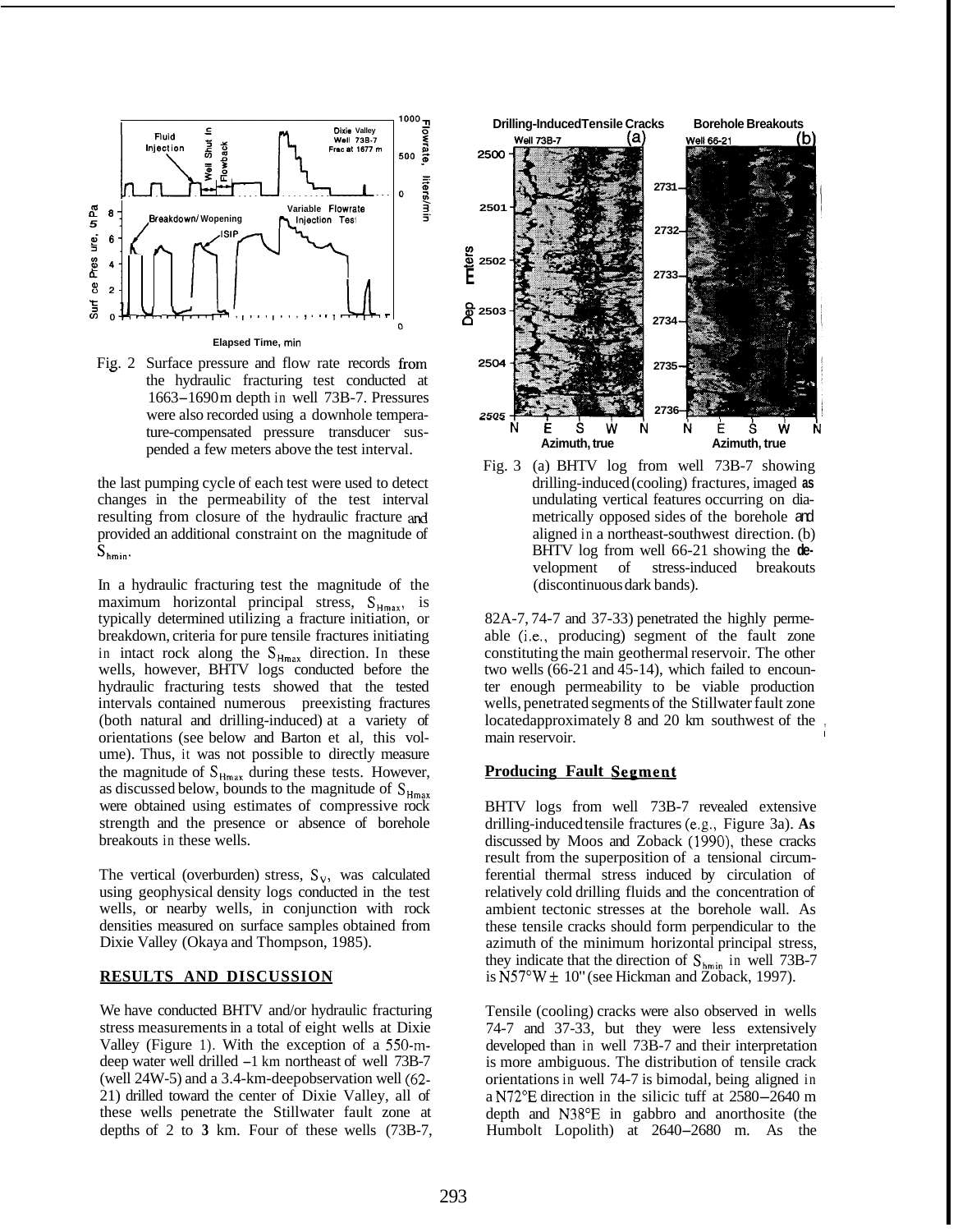Fluid Injection

Well Shut In

Flowback

Dixie Valley Well 73B-7 Frac at 1677 m

1000

500

0

Flowrate, liters/min

Surface Pressure, MPa

8

6

4

2

0

Breakdown/Reopening

ISIP

Variable Flowrate Injection Test

0

Elapsed Time, min

Fig. 2 Surface pressure and flow rate records from the hydraulic fracturing test conducted at 1663–1690 m depth in well 73B-7. Pressures were also recorded using a downhole temperature-compensated pressure transducer suspended a few meters above the test interval.

the last pumping cycle of each test were used to detect changes in the permeability of the test interval resulting from closure of the hydraulic fracture and provided an additional constraint on the magnitude of $S_{hmin}$.

In a hydraulic fracturing test the magnitude of the maximum horizontal principal stress, $S_{Hmax}$, is typically determined utilizing a fracture initiation, or breakdown, criteria for pure tensile fractures initiating in intact rock along the $S_{Hmax}$ direction. In these wells, however, BHTV logs conducted before the hydraulic fracturing tests showed that the tested intervals contained numerous preexisting fractures (both natural and drilling-induced) at a variety of orientations (see below and Barton et al, this volume). Thus, it was not possible to directly measure the magnitude of $S_{Hmax}$ during these tests. However, as discussed below, bounds to the magnitude of $S_{Hmax}$ were obtained using estimates of compressive rock strength and the presence or absence of borehole breakouts in these wells.

The vertical (overburden) stress, $S_V$, was calculated using geophysical density logs conducted in the test wells, or nearby wells, in conjunction with rock densities measured on surface samples obtained from Dixie Valley (Okaya and Thompson, 1985).

## RESULTS AND DISCUSSION

We have conducted BHTV and/or hydraulic fracturing stress measurements in a total of eight wells at Dixie Valley (Figure 1). With the exception of a 550-m-deep water well drilled ~1 km northeast of well 73B-7 (well 24W-5) and a 3.4-km-deep observation well (62-21) drilled toward the center of Dixie Valley, all of these wells penetrate the Stillwater fault zone at depths of 2 to 3 km. Four of these wells (73B-7,

Drilling-Induced Tensile Cracks

Well 73B-7

(a)

Borehole Breakouts

Well 66-21

(b)

Depth, meters

2500

2501

2502

2503

2504

2505

2731

2732

2733

2734

2735

2736

N E S W N

Azimuth, true

N E S W N

Azimuth, true

Fig. 3 (a) BHTV log from well 73B-7 showing drilling-induced (cooling) fractures, imaged as undulating vertical features occurring on diametrically opposed sides of the borehole and aligned in a northeast-southwest direction. (b) BHTV log from well 66-21 showing the development of stress-induced breakouts (discontinuous dark bands).

82A-7, 74-7 and 37-33) penetrated the highly permeable (i.e., producing) segment of the fault zone constituting the main geothermal reservoir. The other two wells (66-21 and 45-14), which failed to encounter enough permeability to be viable production wells, penetrated segments of the Stillwater fault zone located approximately 8 and 20 km southwest of the main reservoir.

## Producing Fault Segment

BHTV logs from well 73B-7 revealed extensive drilling-induced tensile fractures (e.g., Figure 3a). As discussed by Moos and Zoback (1990), these cracks result from the superposition of a tensional circumferential thermal stress induced by circulation of relatively cold drilling fluids and the concentration of ambient tectonic stresses at the borehole wall. As these tensile cracks should form perpendicular to the azimuth of the minimum horizontal principal stress, they indicate that the direction of $S_{hmin}$ in well 73B-7 is N57°W ± 10° (see Hickman and Zoback, 1997).

Tensile (cooling) cracks were also observed in wells 74-7 and 37-33, but they were less extensively developed than in well 73B-7 and their interpretation is more ambiguous. The distribution of tensile crack orientations in well 74-7 is bimodal, being aligned in a N72°E direction in the silicic tuff at 2580–2640 m depth and N38°E in gabbro and anorthosite (the Humbolt Lopolith) at 2640–2680 m. As the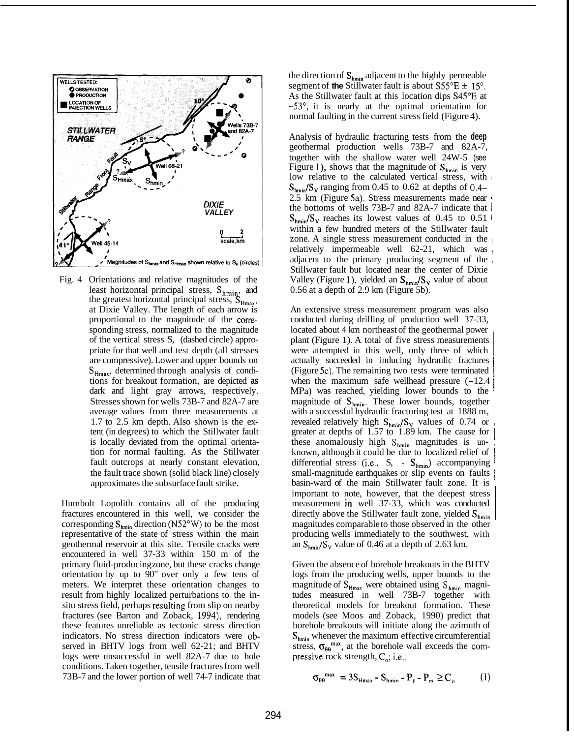WELLS TESTED:
OBSERVATION
PRODUCTION
LOCATION OF INJECTION WELLS
STILLWATER RANGE
Stillwater Range Front Fault
10°
5°
Wells 73B-7 and 82A-7
Well 66-21
$S_V$
$S_{Hmax}$
$S_{hmin}$
DIXIE VALLEY
0 2
scale, km
41°
Well 45-14
Magnitudes of $S_{hmin}$ and $S_{Hmax}$ shown relative to $S_V$ (circles)

Fig. 4 Orientations and relative magnitudes of the least horizontal principal stress, $S_{hmin}$, and the greatest horizontal principal stress, $S_{Hmax}$, at Dixie Valley. The length of each arrow is proportional to the magnitude of the corresponding stress, normalized to the magnitude of the vertical stress S, (dashed circle) appropriate for that well and test depth (all stresses are compressive). Lower and upper bounds on $S_{Hmax}$, determined through analysis of conditions for breakout formation, are depicted as dark and light gray arrows, respectively. Stresses shown for wells 73B-7 and 82A-7 are average values from three measurements at 1.7 to 2.5 km depth. Also shown is the extent (in degrees) to which the Stillwater fault is locally deviated from the optimal orientation for normal faulting. As the Stillwater fault outcrops at nearly constant elevation, the fault trace shown (solid black line) closely approximates the subsurface fault strike.

Humbolt Lopolith contains all of the producing fractures encountered in this well, we consider the corresponding $S_{hmin}$ direction (N52°W) to be the most representative of the state of stress within the main geothermal reservoir at this site. Tensile cracks were encountered in well 37-33 within 150 m of the primary fluid-producing zone, but these cracks change orientation by up to 90" over only a few tens of meters. We interpret these orientation changes to result from highly localized perturbations to the in-situ stress field, perhaps resulting from slip on nearby fractures (see Barton and Zoback, 1994), rendering these features unreliable as tectonic stress direction indicators. No stress direction indicators were observed in BHTV logs from well 62-21; and BHTV logs were unsuccessful in well 82A-7 due to hole conditions. Taken together, tensile fractures from well 73B-7 and the lower portion of well 74-7 indicate that the direction of $S_{hmin}$ adjacent to the highly permeable segment of **the** Stillwater fault is about S55°E ± 15°. As the Stillwater fault at this location dips S45°E at ~53°, it is nearly at the optimal orientation for normal faulting in the current stress field (Figure 4).

Analysis of hydraulic fracturing tests from the **deep** geothermal production wells 73B-7 and 82A-7, together with the shallow water well 24W-5 (see Figure 1), shows that the magnitude of $S_{hmin}$ is very low relative to the calculated vertical stress, with $S_{hmin}/S_V$ ranging from 0.45 to 0.62 at depths of 0.4–2.5 km (Figure 5a). Stress measurements made near the bottoms of wells 73B-7 and 82A-7 indicate that $S_{hmin}/S_V$ reaches its lowest values of 0.45 to 0.51 within a few hundred meters of the Stillwater fault zone. A single stress measurement conducted in the relatively impermeable well 62-21, which was adjacent to the primary producing segment of the Stillwater fault but located near the center of Dixie Valley (Figure 1), yielded an $S_{hmin}/S_V$ value of about 0.56 at a depth of 2.9 km (Figure 5b).

An extensive stress measurement program was also conducted during drilling of production well 37-33, located about 4 km northeast of the geothermal power plant (Figure 1). A total of five stress measurements were attempted in this well, only three of which actually succeeded in inducing hydraulic fractures (Figure 5c). The remaining two tests were terminated when the maximum safe wellhead pressure (~12.4 MPa) was reached, yielding lower bounds to the magnitude of $S_{hmin}$. These lower bounds, together with a successful hydraulic fracturing test at 1888 m, revealed relatively high $S_{hmin}/S_V$ values of 0.74 or greater at depths of 1.57 to 1.89 km. The cause for these anomalously high $S_{hmin}$ magnitudes is unknown, although it could be due to localized relief of differential stress (i.e., S, - $S_{hmin}$) accompanying small-magnitude earthquakes or slip events on faults basin-ward of the main Stillwater fault zone. It is important to note, however, that the deepest stress measurement in well 37-33, which was conducted directly above the Stillwater fault zone, yielded $S_{hmin}$ magnitudes comparable to those observed in the other producing wells immediately to the southwest, with an $S_{hmin}/S_V$ value of 0.46 at a depth of 2.63 km.

Given the absence of borehole breakouts in the BHTV logs from the producing wells, upper bounds to the magnitude of $S_{Hmax}$ were obtained using $S_{hmin}$ magnitudes measured in well 73B-7 together with theoretical models for breakout formation. These models (see Moos and Zoback, 1990) predict that borehole breakouts will initiate along the azimuth of $S_{hmin}$ whenever the maximum effective circumferential stress, $\sigma_{\theta\theta}^{max}$, at the borehole wall exceeds the compressive rock strength, $C_o$; i.e.:

$$\sigma_{\theta\theta}^{max} = 3S_{Hmax} - S_{hmin} - P_p - P_m \geq C_o \qquad (1)$$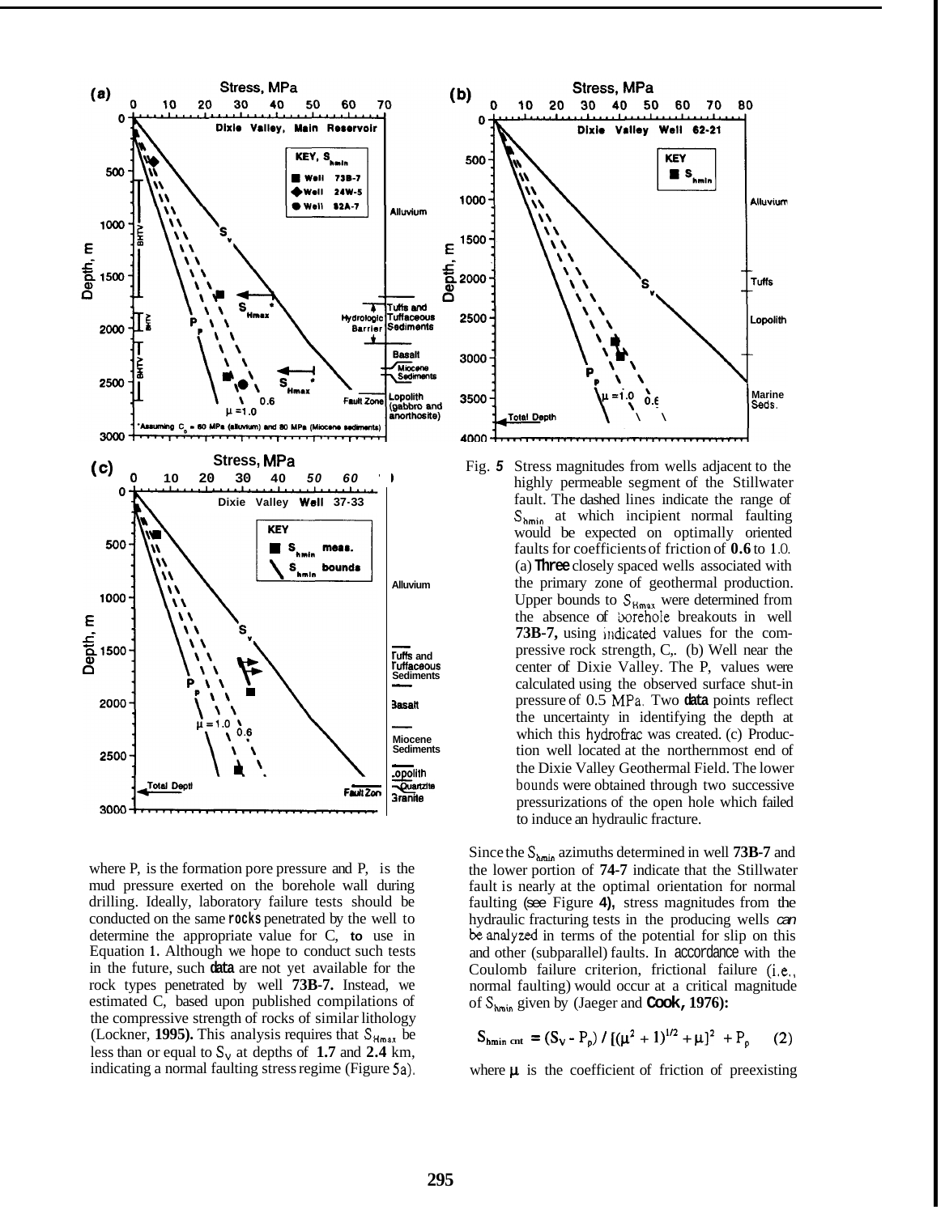(a)
Stress, MPa
0 10 20 30 40 50 60 70
Dixie Valley, Main Reservoir
KEY, $S_{hmin}$
Well 73B-7
Well 24W-5
Well 82A-7
Alluvium
Depth, m
0
500
1000
1500
2000
2500
3000
BHTV
BHTV
BHTV
$S_v$
$S_{Hmax}$ *
$P_p$
Hydrologic Barrier
Tuffs and Tuffaceous Sediments
Basalt
Miocene Sediments
$S_{Hmax}$ *
0.6
$\mu$ =1.0
Fault Zone
Lopolith (gabbro and anorthosite)
*Assuming $C_o$ = 60 MPa (alluvium) and 80 MPa (Miocene sediments)

(b)
Stress, MPa
0 10 20 30 40 50 60 70 80
Dixie Valley Well 62-21
KEY
$S_{hmin}$
Alluvium
Depth, m
0
500
1000
1500
2000
2500
3000
3500
4000
Tuffs
$S_v$
Lopolith
$P_p$
$\mu$ =1.0
0.6
Marine Seds.
Total Depth

(c)
Stress, MPa
0 10 20 30 40 50 60
Dixie Valley Well 37-33
KEY
$S_{hmin}$ meas.
$S_{hmin}$ bounds
Alluvium
Depth, m
0
500
1000
1500
2000
2500
3000
$S_v$
Tuffs and Tuffaceous Sediments
$P_p$
Basalt
$\mu$ = 1.0
0.6
Miocene Sediments
Lopolith
Quartzite
Granite
Total Depth
Fault Zone

Fig. 5 Stress magnitudes from wells adjacent to the highly permeable segment of the Stillwater fault. The dashed lines indicate the range of $S_{hmin}$ at which incipient normal faulting would be expected on optimally oriented faults for coefficients of friction of **0.6** to 1.0. (a) Three closely spaced wells associated with the primary zone of geothermal production. Upper bounds to $S_{Hmax}$ were determined from the absence of borehole breakouts in well **73B-7,** using indicated values for the compressive rock strength, $C_o$. (b) Well near the center of Dixie Valley. The $P_p$ values were calculated using the observed surface shut-in pressure of 0.5 MPa. Two data points reflect the uncertainty in identifying the depth at which this hydrofrac was created. (c) Production well located at the northernmost end of the Dixie Valley Geothermal Field. The lower bounds were obtained through two successive pressurizations of the open hole which failed to induce an hydraulic fracture.

where $P_p$ is the formation pore pressure and $P_m$ is the mud pressure exerted on the borehole wall during drilling. Ideally, laboratory failure tests should be conducted on the same rocks penetrated by the well to determine the appropriate value for $C_o$ to use in Equation **1.** Although we hope to conduct such tests in the future, such data are not yet available for the rock types penetrated by well **73B-7.** Instead, we estimated $C_o$ based upon published compilations of the compressive strength of rocks of similar lithology (Lockner, **1995).** This analysis requires that $S_{Hmax}$ be less than or equal to $S_v$ at depths of **1.7** and **2.4** km, indicating a normal faulting stress regime (Figure 5a).

Since the $S_{hmin}$ azimuths determined in well **73B-7** and the lower portion of **74-7** indicate that the Stillwater fault is nearly at the optimal orientation for normal faulting (see Figure **4),** stress magnitudes from the hydraulic fracturing tests in the producing wells can be analyzed in terms of the potential for slip on this and other (subparallel) faults. In accordance with the Coulomb failure criterion, frictional failure (i.e., normal faulting) would occur at a critical magnitude of $S_{hmin}$ given by (Jaeger and **Cook, 1976):**

$$S_{hmin\ crit} = (S_V - P_p) / [(\mu^2 + 1)^{1/2} + \mu]^2 + P_p \qquad (2)$$

where $\mu$ is the coefficient of friction of preexisting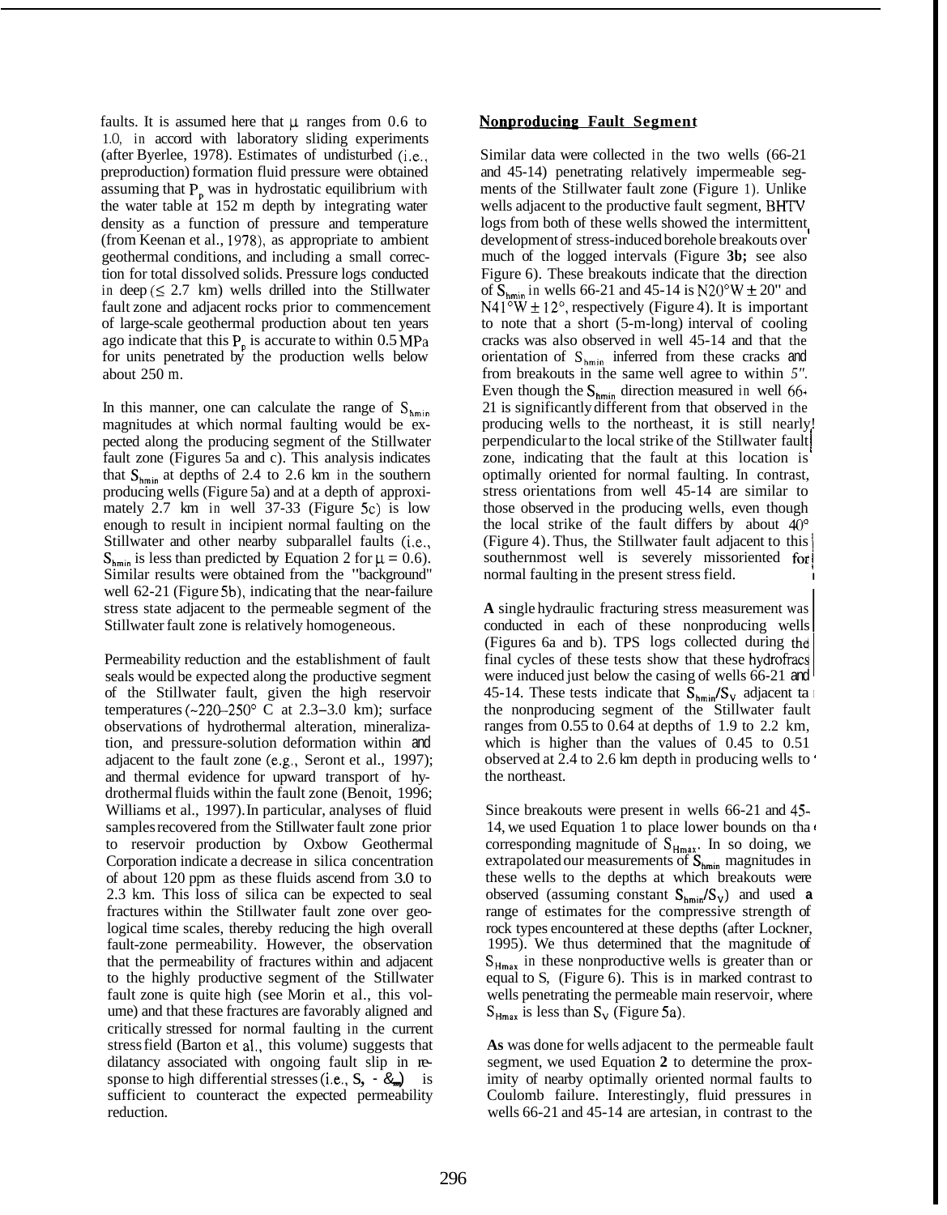faults. It is assumed here that $\mu$ ranges from 0.6 to 1.0, in accord with laboratory sliding experiments (after Byerlee, 1978). Estimates of undisturbed (i.e., preproduction) formation fluid pressure were obtained assuming that $P_p$ was in hydrostatic equilibrium with the water table at 152 m depth by integrating water density as a function of pressure and temperature (from Keenan et al., 1978), as appropriate to ambient geothermal conditions, and including a small correction for total dissolved solids. Pressure logs conducted in deep ($\leq$ 2.7 km) wells drilled into the Stillwater fault zone and adjacent rocks prior to commencement of large-scale geothermal production about ten years ago indicate that this $P_p$ is accurate to within 0.5 MPa for units penetrated by the production wells below about 250 m.

In this manner, one can calculate the range of $S_{hmin}$ magnitudes at which normal faulting would be expected along the producing segment of the Stillwater fault zone (Figures 5a and c). This analysis indicates that $S_{hmin}$ at depths of 2.4 to 2.6 km in the southern producing wells (Figure 5a) and at a depth of approximately 2.7 km in well 37-33 (Figure 5c) is low enough to result in incipient normal faulting on the Stillwater and other nearby subparallel faults (i.e., $S_{hmin}$ is less than predicted by Equation 2 for $\mu = 0.6$). Similar results were obtained from the "background" well 62-21 (Figure 5b), indicating that the near-failure stress state adjacent to the permeable segment of the Stillwater fault zone is relatively homogeneous.

Permeability reduction and the establishment of fault seals would be expected along the productive segment of the Stillwater fault, given the high reservoir temperatures (~220–250° C at 2.3–3.0 km); surface observations of hydrothermal alteration, mineralization, and pressure-solution deformation within and adjacent to the fault zone (e.g., Seront et al., 1997); and thermal evidence for upward transport of hydrothermal fluids within the fault zone (Benoit, 1996; Williams et al., 1997). In particular, analyses of fluid samples recovered from the Stillwater fault zone prior to reservoir production by Oxbow Geothermal Corporation indicate a decrease in silica concentration of about 120 ppm as these fluids ascend from 3.0 to 2.3 km. This loss of silica can be expected to seal fractures within the Stillwater fault zone over geological time scales, thereby reducing the high overall fault-zone permeability. However, the observation that the permeability of fractures within and adjacent to the highly productive segment of the Stillwater fault zone is quite high (see Morin et al., this volume) and that these fractures are favorably aligned and critically stressed for normal faulting in the current stress field (Barton et al., this volume) suggests that dilatancy associated with ongoing fault slip in response to high differential stresses (i.e., $S_v - S_{hmin}$) is sufficient to counteract the expected permeability reduction.

## Nonproducing Fault Segment

Similar data were collected in the two wells (66-21 and 45-14) penetrating relatively impermeable segments of the Stillwater fault zone (Figure 1). Unlike wells adjacent to the productive fault segment, BHTV logs from both of these wells showed the intermittent development of stress-induced borehole breakouts over much of the logged intervals (Figure **3b;** see also Figure 6). These breakouts indicate that the direction of $S_{hmin}$ in wells 66-21 and 45-14 is N20°W ± 20° and N41°W ± 12°, respectively (Figure 4). It is important to note that a short (5-m-long) interval of cooling cracks was also observed in well 45-14 and that the orientation of $S_{hmin}$ inferred from these cracks and from breakouts in the same well agree to within 5°. Even though the $S_{hmin}$ direction measured in well 66-21 is significantly different from that observed in the producing wells to the northeast, it is still nearly perpendicular to the local strike of the Stillwater fault zone, indicating that the fault at this location is optimally oriented for normal faulting. In contrast, stress orientations from well 45-14 are similar to those observed in the producing wells, even though the local strike of the fault differs by about 40° (Figure 4). Thus, the Stillwater fault adjacent to this southernmost well is severely missoriented for normal faulting in the present stress field.

**A** single hydraulic fracturing stress measurement was conducted in each of these nonproducing wells (Figures 6a and b). TPS logs collected during the final cycles of these tests show that these hydrofracs were induced just below the casing of wells 66-21 and 45-14. These tests indicate that $S_{hmin}/S_V$ adjacent to the nonproducing segment of the Stillwater fault ranges from 0.55 to 0.64 at depths of 1.9 to 2.2 km, which is higher than the values of 0.45 to 0.51 observed at 2.4 to 2.6 km depth in producing wells to the northeast.

Since breakouts were present in wells 66-21 and 45-14, we used Equation 1 to place lower bounds on the corresponding magnitude of $S_{Hmax}$. In so doing, we extrapolated our measurements of $S_{hmin}$ magnitudes in these wells to the depths at which breakouts were observed (assuming constant $S_{hmin}/S_V$) and used a range of estimates for the compressive strength of rock types encountered at these depths (after Lockner, 1995). We thus determined that the magnitude of $S_{Hmax}$ in these nonproductive wells is greater than or equal to $S_v$ (Figure 6). This is in marked contrast to wells penetrating the permeable main reservoir, where $S_{Hmax}$ is less than $S_V$ (Figure 5a).

**As** was done for wells adjacent to the permeable fault segment, we used Equation **2** to determine the proximity of nearby optimally oriented normal faults to Coulomb failure. Interestingly, fluid pressures in wells 66-21 and 45-14 are artesian, in contrast to the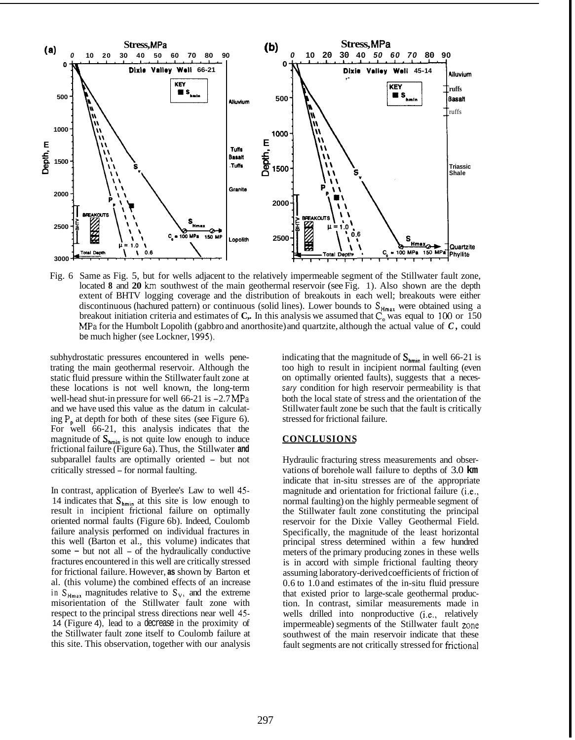(a)

Stress, MPa

0 10 20 30 40 50 60 70 80 90

Dixie Valley Well 66-21

KEY

■ $S_{hmin}$

Depth, m

0

500

1000

1500

2000

2500

3000

Alluvium

Tuffs

Basalt

Tuffs

Granite

Lopolith

$S_v$

$P_p$

$S_{Hmax}$

$C_o$ = 100 MPa 150 MPa

BREAKOUTS

BHTV

$\mu$ = 1.0

0.6

Total Depth

(b)

Stress, MPa

0 10 20 30 40 50 60 70 80 90

Dixie Valley Well 45-14

KEY

■ $S_{hmin}$

Depth, m

0

500

1000

1500

2000

2500

Alluvium

Tuffs

Basalt

Tuffs

Triassic Shale

$S_v$

$P_p$

$\mu$ = 1.0

0.6

BREAKOUTS

BHTV

$S_{Hmax}$

$C_o$ = 100 MPa 150 MPa

Total Depth

Quartzite

Phyllite

Fig. 6 Same as Fig. 5, but for wells adjacent to the relatively impermeable segment of the Stillwater fault zone, located **8** and **20** km southwest of the main geothermal reservoir (see Fig. 1). Also shown are the depth extent of BHTV logging coverage and the distribution of breakouts in each well; breakouts were either discontinuous (hachured pattern) or continuous (solid lines). Lower bounds to $S_{Hmax}$ were obtained using a breakout initiation criteria and estimates of $C_o$. In this analysis we assumed that $C_o$ was equal to 100 or 150 MPa for the Humbolt Lopolith (gabbro and anorthosite) and quartzite, although the actual value of $C_o$ could be much higher (see Lockner, 1995).

subhydrostatic pressures encountered in wells penetrating the main geothermal reservoir. Although the static fluid pressure within the Stillwater fault zone at these locations is not well known, the long-term well-head shut-in pressure for well 66-21 is –2.7 MPa and we have used this value as the datum in calculating $P_p$ at depth for both of these sites (see Figure 6). For well 66-21, this analysis indicates that the magnitude of $S_{hmin}$ is not quite low enough to induce frictional failure (Figure 6a). Thus, the Stillwater **and** subparallel faults are optimally oriented – but not critically stressed – for normal faulting.

In contrast, application of Byerlee's Law to well 45-14 indicates that $S_{hmin}$ at this site is low enough to result in incipient frictional failure on optimally oriented normal faults (Figure 6b). Indeed, Coulomb failure analysis performed on individual fractures in this well (Barton et al., this volume) indicates that some – but not all – of the hydraulically conductive fractures encountered in this well are critically stressed for frictional failure. However, **as** shown by Barton et al. (this volume) the combined effects of an increase in $S_{Hmax}$ magnitudes relative to $S_V$, and the extreme misorientation of the Stillwater fault zone with respect to the principal stress directions near well 45-14 (Figure 4), lead to a decrease in the proximity of the Stillwater fault zone itself to Coulomb failure at this site. This observation, together with our analysis indicating that the magnitude of $S_{hmin}$ in well 66-21 is too high to result in incipient normal faulting (even on optimally oriented faults), suggests that a *necessary* condition for high reservoir permeability is that both the local state of stress and the orientation of the Stillwater fault zone be such that the fault is critically stressed for frictional failure.

## CONCLUSIONS

Hydraulic fracturing stress measurements and observations of borehole wall failure to depths of 3.0 **km** indicate that in-situ stresses are of the appropriate magnitude and orientation for frictional failure (i.e., normal faulting) on the highly permeable segment of the Stillwater fault zone constituting the principal reservoir for the Dixie Valley Geothermal Field. Specifically, the magnitude of the least horizontal principal stress determined within a few hundred meters of the primary producing zones in these wells is in accord with simple frictional faulting theory assuming laboratory-derived coefficients of friction of 0.6 to 1.0 and estimates of the in-situ fluid pressure that existed prior to large-scale geothermal production. In contrast, similar measurements made in wells drilled into nonproductive (i.e., relatively impermeable) segments of the Stillwater fault zone southwest of the main reservoir indicate that these fault segments are not critically stressed for frictional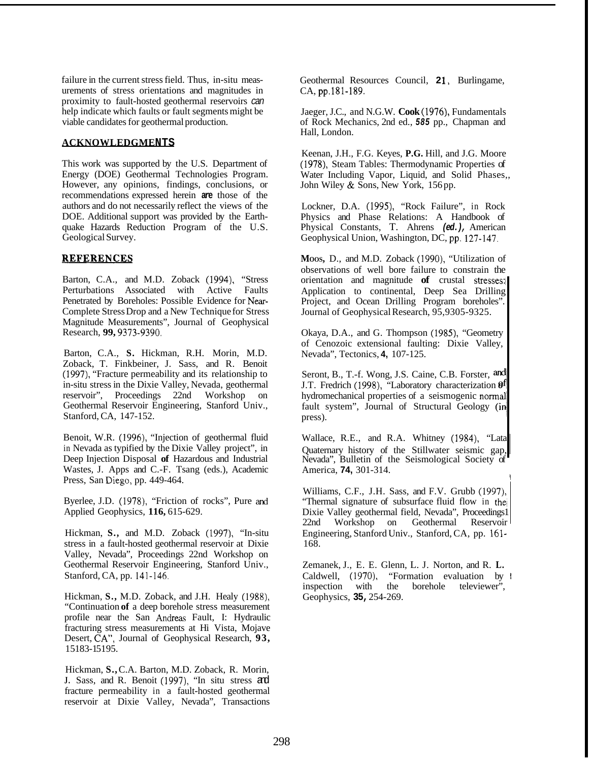failure in the current stress field. Thus, in-situ measurements of stress orientations and magnitudes in proximity to fault-hosted geothermal reservoirs *can* help indicate which faults or fault segments might be viable candidates for geothermal production.

## ACKNOWLEDGMENTS

This work was supported by the U.S. Department of Energy (DOE) Geothermal Technologies Program. However, any opinions, findings, conclusions, or recommendations expressed herein **are** those of the authors and do not necessarily reflect the views of the DOE. Additional support was provided by the Earthquake Hazards Reduction Program of the U.S. Geological Survey.

## REFERENCES

Barton, C.A., and M.D. Zoback (1994), "Stress Perturbations Associated with Active Faults Penetrated by Boreholes: Possible Evidence for Near-Complete Stress Drop and a New Technique for Stress Magnitude Measurements", Journal of Geophysical Research, **99,** 9373-9390.

Barton, C.A., **S.** Hickman, R.H. Morin, M.D. Zoback, T. Finkbeiner, J. Sass, and R. Benoit (1997), "Fracture permeability and its relationship to in-situ stress in the Dixie Valley, Nevada, geothermal reservoir", Proceedings 22nd Workshop on Geothermal Reservoir Engineering, Stanford Univ., Stanford, CA, 147-152.

Benoit, W.R. (1996), "Injection of geothermal fluid in Nevada as typified by the Dixie Valley project", in Deep Injection Disposal **of** Hazardous and Industrial Wastes, J. Apps and C.-F. Tsang (eds.), Academic Press, San Diego, pp. 449-464.

Byerlee, J.D. (1978), "Friction of rocks", Pure and Applied Geophysics, **116,** 615-629.

Hickman, **S.,** and M.D. Zoback (1997), "In-situ stress in a fault-hosted geothermal reservoir at Dixie Valley, Nevada", Proceedings 22nd Workshop on Geothermal Reservoir Engineering, Stanford Univ., Stanford, CA, pp. 141-146.

Hickman, **S.,** M.D. Zoback, and J.H. Healy (1988), "Continuation **of** a deep borehole stress measurement profile near the San Andreas Fault, I: Hydraulic fracturing stress measurements at Hi Vista, Mojave Desert, CA", Journal of Geophysical Research, **93,** 15183-15195.

Hickman, **S.,** C.A. Barton, M.D. Zoback, R. Morin, J. Sass, and R. Benoit (1997), "In situ stress and fracture permeability in a fault-hosted geothermal reservoir at Dixie Valley, Nevada", Transactions Geothermal Resources Council, **21**, Burlingame, CA, pp.181-189.

Jaeger, J.C., and N.G.W. **Cook** (1976), Fundamentals of Rock Mechanics, 2nd ed., ***585*** pp., Chapman and Hall, London.

Keenan, J.H., F.G. Keyes, **P.G.** Hill, and J.G. Moore (1978), Steam Tables: Thermodynamic Properties of Water Including Vapor, Liquid, and Solid Phases,, John Wiley & Sons, New York, 156 pp.

Lockner, D.A. (1995), "Rock Failure", in Rock Physics and Phase Relations: A Handbook of Physical Constants, T. Ahrens ***(ed.),*** American Geophysical Union, Washington, DC, pp. 127-147.

Moos, D., and M.D. Zoback (1990), "Utilization of observations of well bore failure to constrain the orientation and magnitude **of** crustal stresses: Application to continental, Deep Sea Drilling Project, and Ocean Drilling Program boreholes". Journal of Geophysical Research, 95, 9305-9325.

Okaya, D.A., and G. Thompson (1985), "Geometry of Cenozoic extensional faulting: Dixie Valley, Nevada", Tectonics, **4,** 107-125.

Seront, B., T.-f. Wong, J.S. Caine, C.B. Forster, and J.T. Fredrich (1998), "Laboratory characterization of hydromechanical properties of a seismogenic normal fault system", Journal of Structural Geology (in press).

Wallace, R.E., and R.A. Whitney (1984), "Late Quaternary history of the Stillwater seismic gap, Nevada", Bulletin of the Seismological Society of America, **74,** 301-314.

Williams, C.F., J.H. Sass, and F.V. Grubb (1997), "Thermal signature of subsurface fluid flow in the Dixie Valley geothermal field, Nevada", Proceedings 22nd Workshop on Geothermal Reservoir Engineering, Stanford Univ., Stanford, CA, pp. 161-168.

Zemanek, J., E. E. Glenn, L. J. Norton, and R. **L.** Caldwell, (1970), "Formation evaluation by inspection with the borehole televiewer", Geophysics, **35,** 254-269.